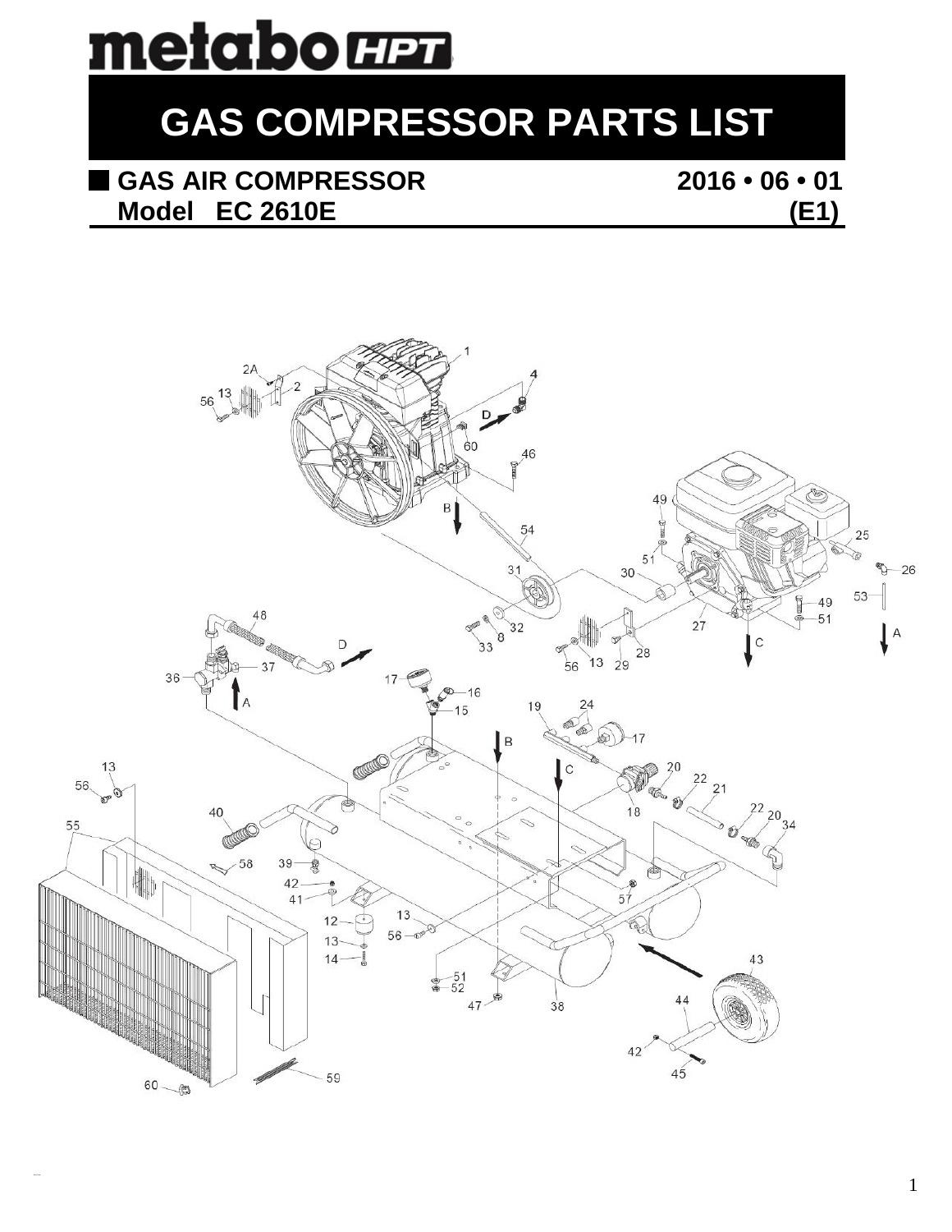# GAS COMPRESSOR PARTS LIST

## GAS AIR COMPRESSOR 2016 • 06 • 01

## Model EC 2610E (E1)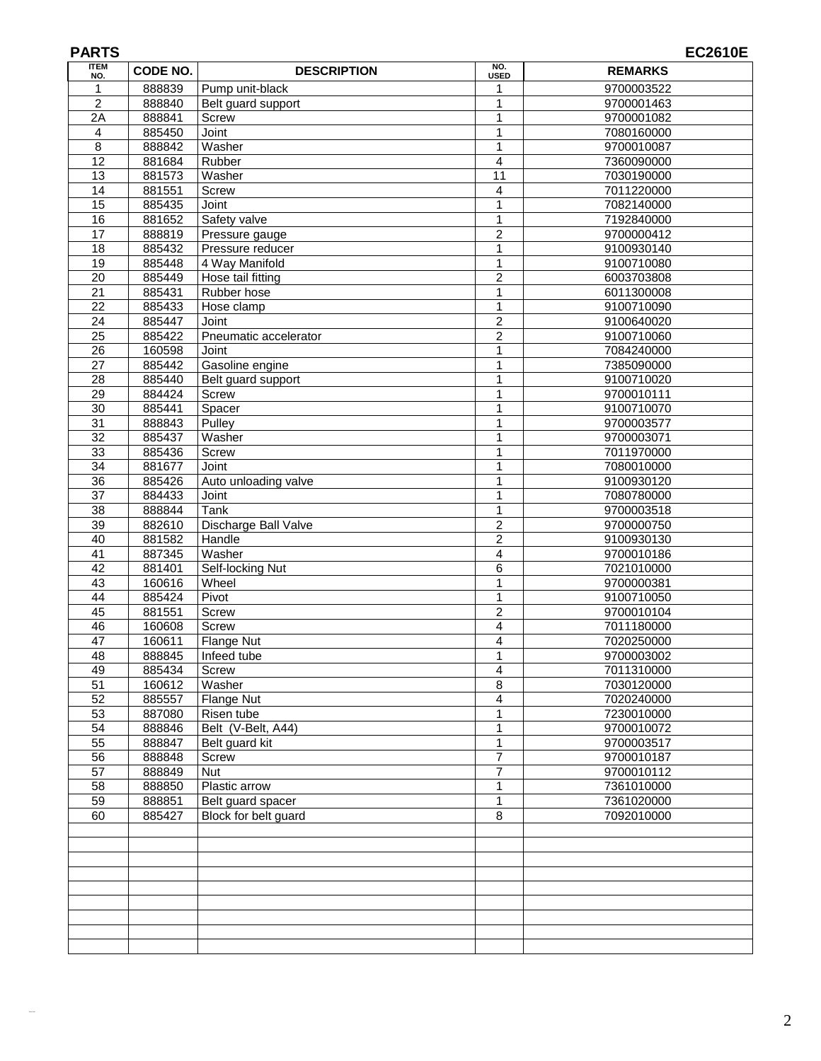## PARTS

**EC2610E**

| ITEM NO. | CODE NO. | DESCRIPTION | NO. USED | REMARKS |
|---|---|---|---|---|
| 1 | 888839 | Pump unit-black | 1 | 9700003522 |
| 2 | 888840 | Belt guard support | 1 | 9700001463 |
| 2A | 888841 | Screw | 1 | 9700001082 |
| 4 | 885450 | Joint | 1 | 7080160000 |
| 8 | 888842 | Washer | 1 | 9700010087 |
| 12 | 881684 | Rubber | 4 | 7360090000 |
| 13 | 881573 | Washer | 11 | 7030190000 |
| 14 | 881551 | Screw | 4 | 7011220000 |
| 15 | 885435 | Joint | 1 | 7082140000 |
| 16 | 881652 | Safety valve | 1 | 7192840000 |
| 17 | 888819 | Pressure gauge | 2 | 9700000412 |
| 18 | 885432 | Pressure reducer | 1 | 9100930140 |
| 19 | 885448 | 4 Way Manifold | 1 | 9100710080 |
| 20 | 885449 | Hose tail fitting | 2 | 6003703808 |
| 21 | 885431 | Rubber hose | 1 | 6011300008 |
| 22 | 885433 | Hose clamp | 1 | 9100710090 |
| 24 | 885447 | Joint | 2 | 9100640020 |
| 25 | 885422 | Pneumatic accelerator | 2 | 9100710060 |
| 26 | 160598 | Joint | 1 | 7084240000 |
| 27 | 885442 | Gasoline engine | 1 | 7385090000 |
| 28 | 885440 | Belt guard support | 1 | 9100710020 |
| 29 | 884424 | Screw | 1 | 9700010111 |
| 30 | 885441 | Spacer | 1 | 9100710070 |
| 31 | 888843 | Pulley | 1 | 9700003577 |
| 32 | 885437 | Washer | 1 | 9700003071 |
| 33 | 885436 | Screw | 1 | 7011970000 |
| 34 | 881677 | Joint | 1 | 7080010000 |
| 36 | 885426 | Auto unloading valve | 1 | 9100930120 |
| 37 | 884433 | Joint | 1 | 7080780000 |
| 38 | 888844 | Tank | 1 | 9700003518 |
| 39 | 882610 | Discharge Ball Valve | 2 | 9700000750 |
| 40 | 881582 | Handle | 2 | 9100930130 |
| 41 | 887345 | Washer | 4 | 9700010186 |
| 42 | 881401 | Self-locking Nut | 6 | 7021010000 |
| 43 | 160616 | Wheel | 1 | 9700000381 |
| 44 | 885424 | Pivot | 1 | 9100710050 |
| 45 | 881551 | Screw | 2 | 9700010104 |
| 46 | 160608 | Screw | 4 | 7011180000 |
| 47 | 160611 | Flange Nut | 4 | 7020250000 |
| 48 | 888845 | Infeed tube | 1 | 9700003002 |
| 49 | 885434 | Screw | 4 | 7011310000 |
| 51 | 160612 | Washer | 8 | 7030120000 |
| 52 | 885557 | Flange Nut | 4 | 7020240000 |
| 53 | 887080 | Risen tube | 1 | 7230010000 |
| 54 | 888846 | Belt (V-Belt, A44) | 1 | 9700010072 |
| 55 | 888847 | Belt guard kit | 1 | 9700003517 |
| 56 | 888848 | Screw | 7 | 9700010187 |
| 57 | 888849 | Nut | 7 | 9700010112 |
| 58 | 888850 | Plastic arrow | 1 | 7361010000 |
| 59 | 888851 | Belt guard spacer | 1 | 7361020000 |
| 60 | 885427 | Block for belt guard | 8 | 7092010000 |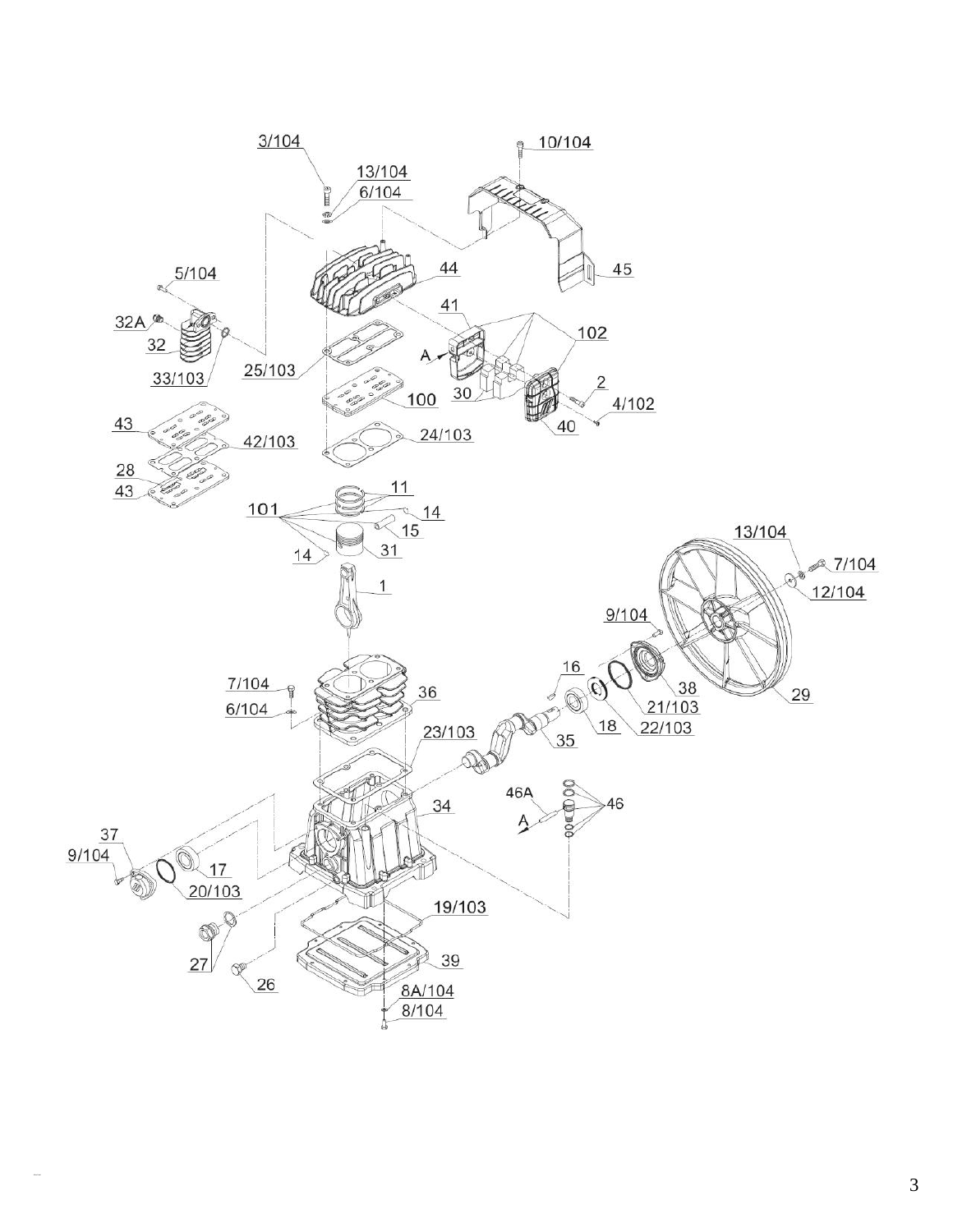3/104

10/104

13/104

6/104

5/104

44

45

32A

41

102

32

A

33/103

25/103

30

2

100

4/102

40

43

42/103

24/103

28

43

11

101

14

15

14

31

1

13/104

7/104

12/104

9/104

16

7/104

36

38

21/103

29

6/104

18

22/103

23/103

35

46A

46

34

A

37

9/104

17

20/103

19/103

27

39

26

8A/104

8/104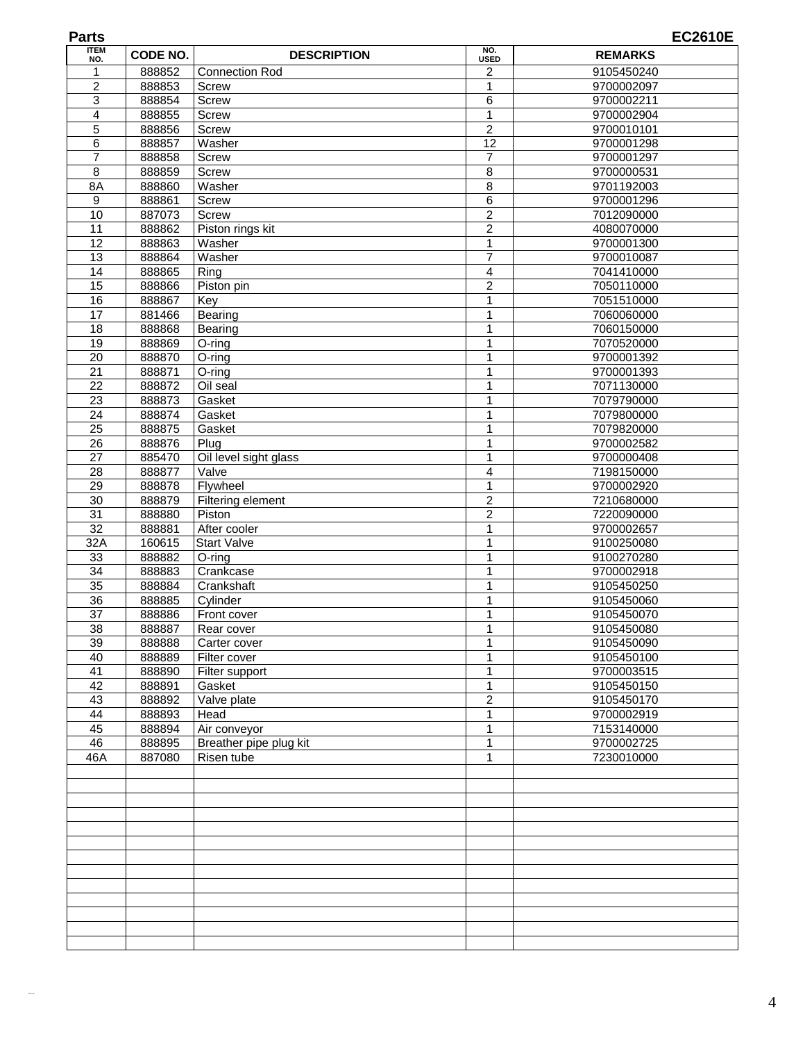**Parts** **EC2610E**

| ITEM NO. | CODE NO. | DESCRIPTION | NO. USED | REMARKS |
|---|---|---|---|---|
| 1 | 888852 | Connection Rod | 2 | 9105450240 |
| 2 | 888853 | Screw | 1 | 9700002097 |
| 3 | 888854 | Screw | 6 | 9700002211 |
| 4 | 888855 | Screw | 1 | 9700002904 |
| 5 | 888856 | Screw | 2 | 9700010101 |
| 6 | 888857 | Washer | 12 | 9700001298 |
| 7 | 888858 | Screw | 7 | 9700001297 |
| 8 | 888859 | Screw | 8 | 9700000531 |
| 8A | 888860 | Washer | 8 | 9701192003 |
| 9 | 888861 | Screw | 6 | 9700001296 |
| 10 | 887073 | Screw | 2 | 7012090000 |
| 11 | 888862 | Piston rings kit | 2 | 4080070000 |
| 12 | 888863 | Washer | 1 | 9700001300 |
| 13 | 888864 | Washer | 7 | 9700010087 |
| 14 | 888865 | Ring | 4 | 7041410000 |
| 15 | 888866 | Piston pin | 2 | 7050110000 |
| 16 | 888867 | Key | 1 | 7051510000 |
| 17 | 881466 | Bearing | 1 | 7060060000 |
| 18 | 888868 | Bearing | 1 | 7060150000 |
| 19 | 888869 | O-ring | 1 | 7070520000 |
| 20 | 888870 | O-ring | 1 | 9700001392 |
| 21 | 888871 | O-ring | 1 | 9700001393 |
| 22 | 888872 | Oil seal | 1 | 7071130000 |
| 23 | 888873 | Gasket | 1 | 7079790000 |
| 24 | 888874 | Gasket | 1 | 7079800000 |
| 25 | 888875 | Gasket | 1 | 7079820000 |
| 26 | 888876 | Plug | 1 | 9700002582 |
| 27 | 885470 | Oil level sight glass | 1 | 9700000408 |
| 28 | 888877 | Valve | 4 | 7198150000 |
| 29 | 888878 | Flywheel | 1 | 9700002920 |
| 30 | 888879 | Filtering element | 2 | 7210680000 |
| 31 | 888880 | Piston | 2 | 7220090000 |
| 32 | 888881 | After cooler | 1 | 9700002657 |
| 32A | 160615 | Start Valve | 1 | 9100250080 |
| 33 | 888882 | O-ring | 1 | 9100270280 |
| 34 | 888883 | Crankcase | 1 | 9700002918 |
| 35 | 888884 | Crankshaft | 1 | 9105450250 |
| 36 | 888885 | Cylinder | 1 | 9105450060 |
| 37 | 888886 | Front cover | 1 | 9105450070 |
| 38 | 888887 | Rear cover | 1 | 9105450080 |
| 39 | 888888 | Carter cover | 1 | 9105450090 |
| 40 | 888889 | Filter cover | 1 | 9105450100 |
| 41 | 888890 | Filter support | 1 | 9700003515 |
| 42 | 888891 | Gasket | 1 | 9105450150 |
| 43 | 888892 | Valve plate | 2 | 9105450170 |
| 44 | 888893 | Head | 1 | 9700002919 |
| 45 | 888894 | Air conveyor | 1 | 7153140000 |
| 46 | 888895 | Breather pipe plug kit | 1 | 9700002725 |
| 46A | 887080 | Risen tube | 1 | 7230010000 |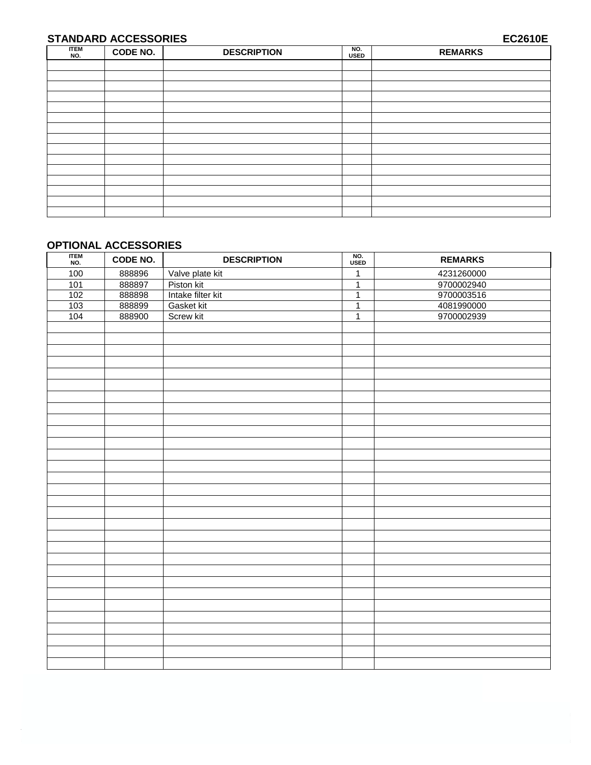## STANDARD ACCESSORIES

**EC2610E**

| ITEM NO. | CODE NO. | DESCRIPTION | NO. USED | REMARKS |
|---|---|---|---|---|
| | | | | |

## OPTIONAL ACCESSORIES

| ITEM NO. | CODE NO. | DESCRIPTION | NO. USED | REMARKS |
|---|---|---|---|---|
| 100 | 888896 | Valve plate kit | 1 | 4231260000 |
| 101 | 888897 | Piston kit | 1 | 9700002940 |
| 102 | 888898 | Intake filter kit | 1 | 9700003516 |
| 103 | 888899 | Gasket kit | 1 | 4081990000 |
| 104 | 888900 | Screw kit | 1 | 9700002939 |